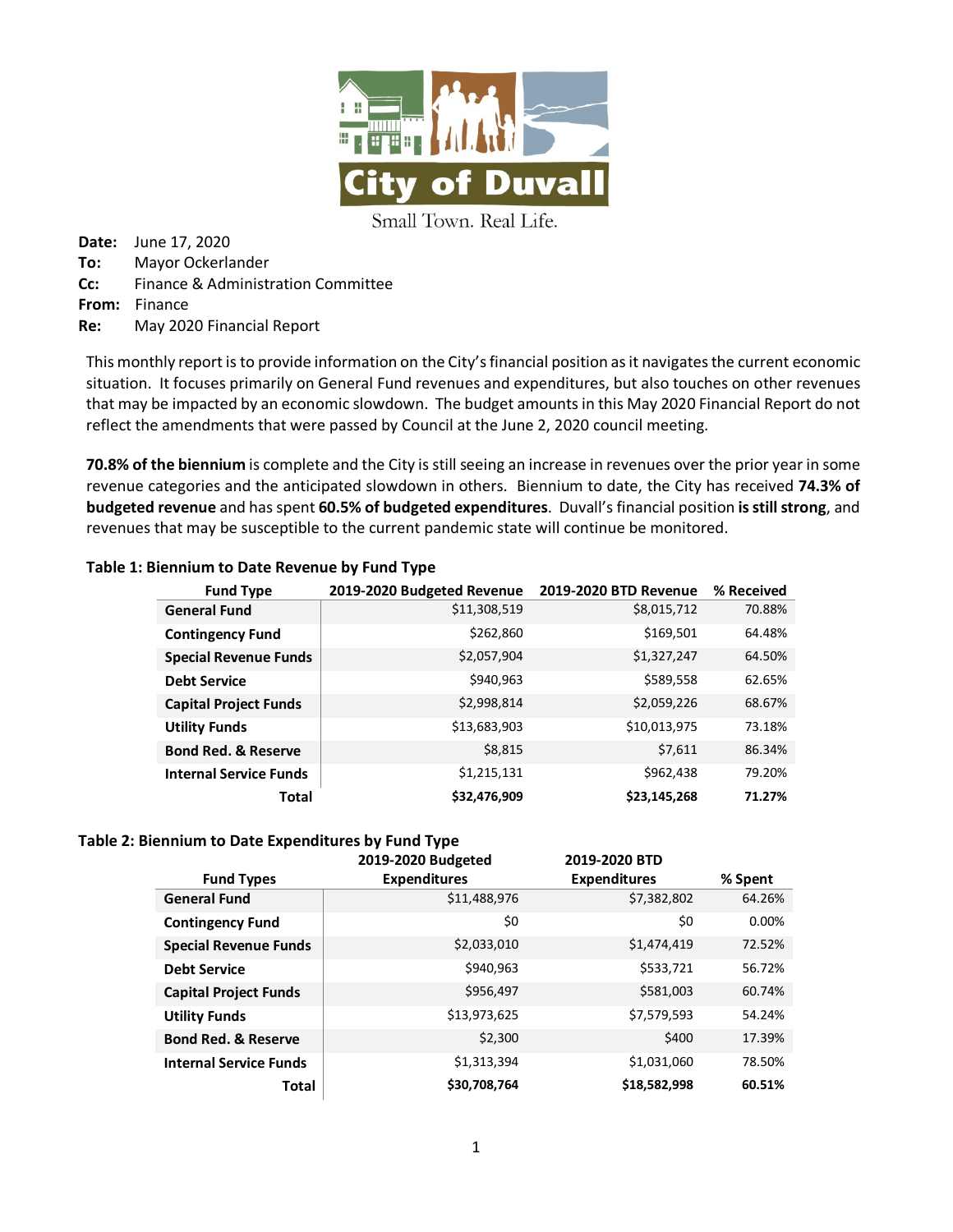City of Duvall

Small Town. Real Life.

**Date:** June 17, 2020
**To:** Mayor Ockerlander
**Cc:** Finance & Administration Committee
**From:** Finance
**Re:** May 2020 Financial Report

This monthly report is to provide information on the City's financial position as it navigates the current economic situation. It focuses primarily on General Fund revenues and expenditures, but also touches on other revenues that may be impacted by an economic slowdown. The budget amounts in this May 2020 Financial Report do not reflect the amendments that were passed by Council at the June 2, 2020 council meeting.

**70.8% of the biennium** is complete and the City is still seeing an increase in revenues over the prior year in some revenue categories and the anticipated slowdown in others. Biennium to date, the City has received **74.3% of budgeted revenue** and has spent **60.5% of budgeted expenditures**. Duvall's financial position **is still strong**, and revenues that may be susceptible to the current pandemic state will continue be monitored.

**Table 1: Biennium to Date Revenue by Fund Type**

| Fund Type | 2019-2020 Budgeted Revenue | 2019-2020 BTD Revenue | % Received |
|---|---|---|---|
| **General Fund** | $11,308,519 | $8,015,712 | 70.88% |
| **Contingency Fund** | $262,860 | $169,501 | 64.48% |
| **Special Revenue Funds** | $2,057,904 | $1,327,247 | 64.50% |
| **Debt Service** | $940,963 | $589,558 | 62.65% |
| **Capital Project Funds** | $2,998,814 | $2,059,226 | 68.67% |
| **Utility Funds** | $13,683,903 | $10,013,975 | 73.18% |
| **Bond Red. & Reserve** | $8,815 | $7,611 | 86.34% |
| **Internal Service Funds** | $1,215,131 | $962,438 | 79.20% |
| **Total** | **$32,476,909** | **$23,145,268** | **71.27%** |

**Table 2: Biennium to Date Expenditures by Fund Type**

| Fund Types | 2019-2020 Budgeted Expenditures | 2019-2020 BTD Expenditures | % Spent |
|---|---|---|---|
| **General Fund** | $11,488,976 | $7,382,802 | 64.26% |
| **Contingency Fund** | $0 | $0 | 0.00% |
| **Special Revenue Funds** | $2,033,010 | $1,474,419 | 72.52% |
| **Debt Service** | $940,963 | $533,721 | 56.72% |
| **Capital Project Funds** | $956,497 | $581,003 | 60.74% |
| **Utility Funds** | $13,973,625 | $7,579,593 | 54.24% |
| **Bond Red. & Reserve** | $2,300 | $400 | 17.39% |
| **Internal Service Funds** | $1,313,394 | $1,031,060 | 78.50% |
| **Total** | **$30,708,764** | **$18,582,998** | **60.51%** |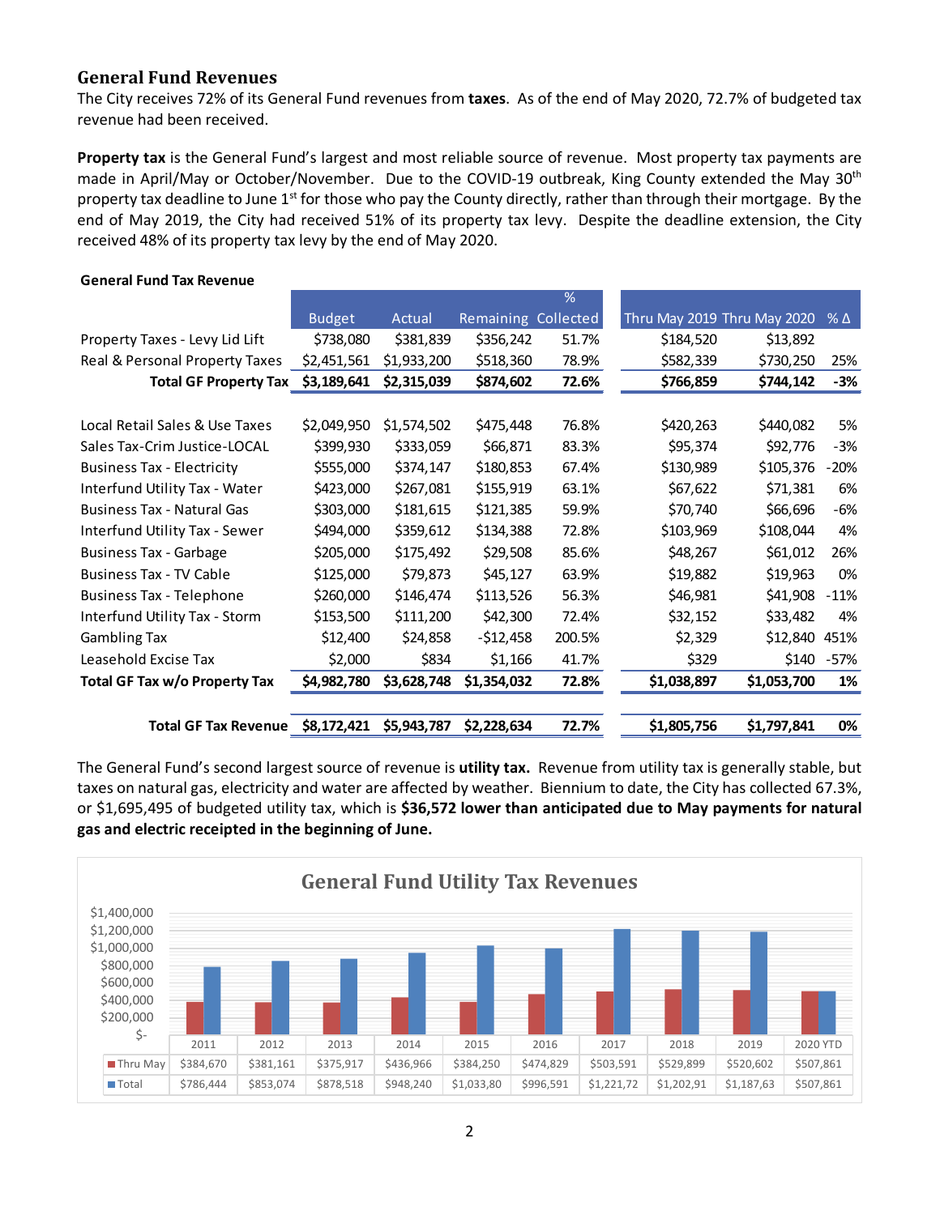## General Fund Revenues

The City receives 72% of its General Fund revenues from **taxes**. As of the end of May 2020, 72.7% of budgeted tax revenue had been received.

**Property tax** is the General Fund's largest and most reliable source of revenue. Most property tax payments are made in April/May or October/November. Due to the COVID-19 outbreak, King County extended the May 30th property tax deadline to June 1st for those who pay the County directly, rather than through their mortgage. By the end of May 2019, the City had received 51% of its property tax levy. Despite the deadline extension, the City received 48% of its property tax levy by the end of May 2020.

**General Fund Tax Revenue**

| | Budget | Actual | Remaining | % Collected | Thru May 2019 | Thru May 2020 | % Δ |
|---|---|---|---|---|---|---|---|
| Property Taxes - Levy Lid Lift | $738,080 | $381,839 | $356,242 | 51.7% | $184,520 | $13,892 | |
| Real & Personal Property Taxes | $2,451,561 | $1,933,200 | $518,360 | 78.9% | $582,339 | $730,250 | 25% |
| **Total GF Property Tax** | **$3,189,641** | **$2,315,039** | **$874,602** | **72.6%** | **$766,859** | **$744,142** | **-3%** |
| | | | | | | | |
| Local Retail Sales & Use Taxes | $2,049,950 | $1,574,502 | $475,448 | 76.8% | $420,263 | $440,082 | 5% |
| Sales Tax-Crim Justice-LOCAL | $399,930 | $333,059 | $66,871 | 83.3% | $95,374 | $92,776 | -3% |
| Business Tax - Electricity | $555,000 | $374,147 | $180,853 | 67.4% | $130,989 | $105,376 | -20% |
| Interfund Utility Tax - Water | $423,000 | $267,081 | $155,919 | 63.1% | $67,622 | $71,381 | 6% |
| Business Tax - Natural Gas | $303,000 | $181,615 | $121,385 | 59.9% | $70,740 | $66,696 | -6% |
| Interfund Utility Tax - Sewer | $494,000 | $359,612 | $134,388 | 72.8% | $103,969 | $108,044 | 4% |
| Business Tax - Garbage | $205,000 | $175,492 | $29,508 | 85.6% | $48,267 | $61,012 | 26% |
| Business Tax - TV Cable | $125,000 | $79,873 | $45,127 | 63.9% | $19,882 | $19,963 | 0% |
| Business Tax - Telephone | $260,000 | $146,474 | $113,526 | 56.3% | $46,981 | $41,908 | -11% |
| Interfund Utility Tax - Storm | $153,500 | $111,200 | $42,300 | 72.4% | $32,152 | $33,482 | 4% |
| Gambling Tax | $12,400 | $24,858 | -$12,458 | 200.5% | $2,329 | $12,840 | 451% |
| Leasehold Excise Tax | $2,000 | $834 | $1,166 | 41.7% | $329 | $140 | -57% |
| **Total GF Tax w/o Property Tax** | **$4,982,780** | **$3,628,748** | **$1,354,032** | **72.8%** | **$1,038,897** | **$1,053,700** | **1%** |
| | | | | | | | |
| **Total GF Tax Revenue** | **$8,172,421** | **$5,943,787** | **$2,228,634** | **72.7%** | **$1,805,756** | **$1,797,841** | **0%** |

The General Fund's second largest source of revenue is **utility tax.** Revenue from utility tax is generally stable, but taxes on natural gas, electricity and water are affected by weather. Biennium to date, the City has collected 67.3%, or $1,695,495 of budgeted utility tax, which is **$36,572 lower than anticipated due to May payments for natural gas and electric receipted in the beginning of June.**

**General Fund Utility Tax Revenues**

| | 2011 | 2012 | 2013 | 2014 | 2015 | 2016 | 2017 | 2018 | 2019 | 2020 YTD |
|---|---|---|---|---|---|---|---|---|---|---|
| Thru May | $384,670 | $381,161 | $375,917 | $436,966 | $384,250 | $474,829 | $503,591 | $529,899 | $520,602 | $507,861 |
| Total | $786,444 | $853,074 | $878,518 | $948,240 | $1,033,80 | $996,591 | $1,221,72 | $1,202,91 | $1,187,63 | $507,861 |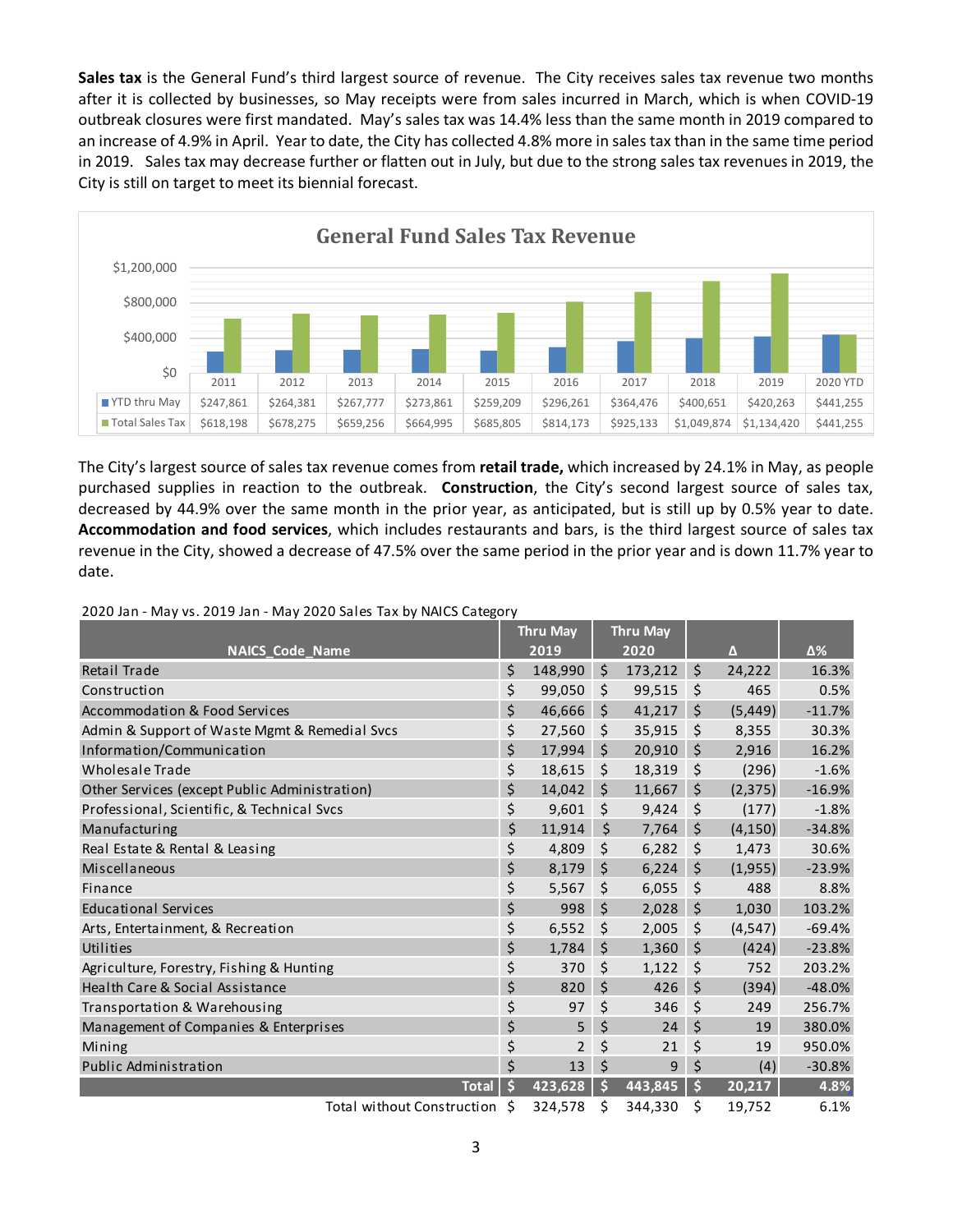**Sales tax** is the General Fund's third largest source of revenue. The City receives sales tax revenue two months after it is collected by businesses, so May receipts were from sales incurred in March, which is when COVID-19 outbreak closures were first mandated. May's sales tax was 14.4% less than the same month in 2019 compared to an increase of 4.9% in April. Year to date, the City has collected 4.8% more in sales tax than in the same time period in 2019. Sales tax may decrease further or flatten out in July, but due to the strong sales tax revenues in 2019, the City is still on target to meet its biennial forecast.

**General Fund Sales Tax Revenue**

| | 2011 | 2012 | 2013 | 2014 | 2015 | 2016 | 2017 | 2018 | 2019 | 2020 YTD |
|---|---|---|---|---|---|---|---|---|---|---|
| YTD thru May | $247,861 | $264,381 | $267,777 | $273,861 | $259,209 | $296,261 | $364,476 | $400,651 | $420,263 | $441,255 |
| Total Sales Tax | $618,198 | $678,275 | $659,256 | $664,995 | $685,805 | $814,173 | $925,133 | $1,049,874 | $1,134,420 | $441,255 |

The City's largest source of sales tax revenue comes from **retail trade,** which increased by 24.1% in May, as people purchased supplies in reaction to the outbreak. **Construction**, the City's second largest source of sales tax, decreased by 44.9% over the same month in the prior year, as anticipated, but is still up by 0.5% year to date. **Accommodation and food services**, which includes restaurants and bars, is the third largest source of sales tax revenue in the City, showed a decrease of 47.5% over the same period in the prior year and is down 11.7% year to date.

2020 Jan - May vs. 2019 Jan - May 2020 Sales Tax by NAICS Category

| NAICS_Code_Name | Thru May 2019 | Thru May 2020 | Δ | Δ% |
|---|---|---|---|---|
| Retail Trade | $ 148,990 | $ 173,212 | $ 24,222 | 16.3% |
| Construction | $ 99,050 | $ 99,515 | $ 465 | 0.5% |
| Accommodation & Food Services | $ 46,666 | $ 41,217 | $ (5,449) | -11.7% |
| Admin & Support of Waste Mgmt & Remedial Svcs | $ 27,560 | $ 35,915 | $ 8,355 | 30.3% |
| Information/Communication | $ 17,994 | $ 20,910 | $ 2,916 | 16.2% |
| Wholesale Trade | $ 18,615 | $ 18,319 | $ (296) | -1.6% |
| Other Services (except Public Administration) | $ 14,042 | $ 11,667 | $ (2,375) | -16.9% |
| Professional, Scientific, & Technical Svcs | $ 9,601 | $ 9,424 | $ (177) | -1.8% |
| Manufacturing | $ 11,914 | $ 7,764 | $ (4,150) | -34.8% |
| Real Estate & Rental & Leasing | $ 4,809 | $ 6,282 | $ 1,473 | 30.6% |
| Miscellaneous | $ 8,179 | $ 6,224 | $ (1,955) | -23.9% |
| Finance | $ 5,567 | $ 6,055 | $ 488 | 8.8% |
| Educational Services | $ 998 | $ 2,028 | $ 1,030 | 103.2% |
| Arts, Entertainment, & Recreation | $ 6,552 | $ 2,005 | $ (4,547) | -69.4% |
| Utilities | $ 1,784 | $ 1,360 | $ (424) | -23.8% |
| Agriculture, Forestry, Fishing & Hunting | $ 370 | $ 1,122 | $ 752 | 203.2% |
| Health Care & Social Assistance | $ 820 | $ 426 | $ (394) | -48.0% |
| Transportation & Warehousing | $ 97 | $ 346 | $ 249 | 256.7% |
| Management of Companies & Enterprises | $ 5 | $ 24 | $ 19 | 380.0% |
| Mining | $ 2 | $ 21 | $ 19 | 950.0% |
| Public Administration | $ 13 | $ 9 | $ (4) | -30.8% |
| **Total** | **$ 423,628** | **$ 443,845** | **$ 20,217** | **4.8%** |
| Total without Construction | $ 324,578 | $ 344,330 | $ 19,752 | 6.1% |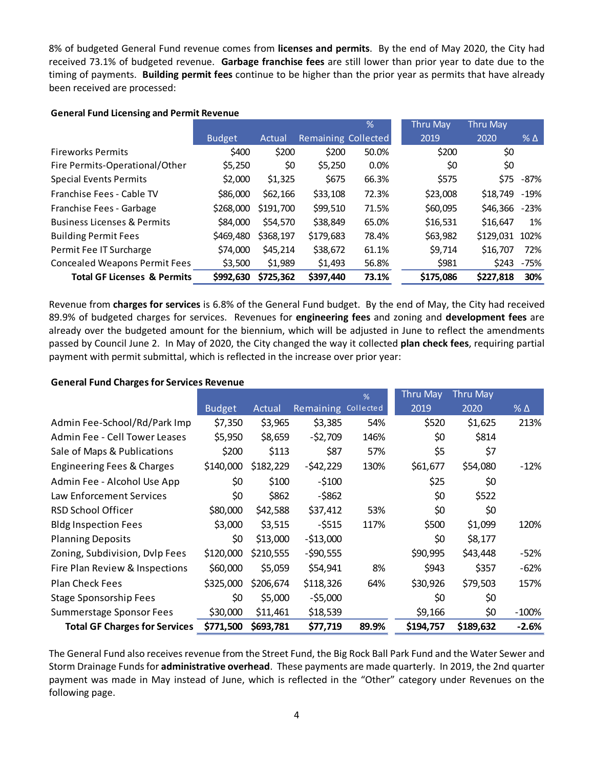8% of budgeted General Fund revenue comes from **licenses and permits**. By the end of May 2020, the City had received 73.1% of budgeted revenue. **Garbage franchise fees** are still lower than prior year to date due to the timing of payments. **Building permit fees** continue to be higher than the prior year as permits that have already been received are processed:

**General Fund Licensing and Permit Revenue**

| | Budget | Actual | Remaining | % Collected | Thru May 2019 | Thru May 2020 | % Δ |
|---|---|---|---|---|---|---|---|
| Fireworks Permits | $400 | $200 | $200 | 50.0% | $200 | $0 | |
| Fire Permits-Operational/Other | $5,250 | $0 | $5,250 | 0.0% | $0 | $0 | |
| Special Events Permits | $2,000 | $1,325 | $675 | 66.3% | $575 | $75 | -87% |
| Franchise Fees - Cable TV | $86,000 | $62,166 | $33,108 | 72.3% | $23,008 | $18,749 | -19% |
| Franchise Fees - Garbage | $268,000 | $191,700 | $99,510 | 71.5% | $60,095 | $46,366 | -23% |
| Business Licenses & Permits | $84,000 | $54,570 | $38,849 | 65.0% | $16,531 | $16,647 | 1% |
| Building Permit Fees | $469,480 | $368,197 | $179,683 | 78.4% | $63,982 | $129,031 | 102% |
| Permit Fee IT Surcharge | $74,000 | $45,214 | $38,672 | 61.1% | $9,714 | $16,707 | 72% |
| Concealed Weapons Permit Fees | $3,500 | $1,989 | $1,493 | 56.8% | $981 | $243 | -75% |
| **Total GF Licenses & Permits** | **$992,630** | **$725,362** | **$397,440** | **73.1%** | **$175,086** | **$227,818** | **30%** |

Revenue from **charges for services** is 6.8% of the General Fund budget. By the end of May, the City had received 89.9% of budgeted charges for services. Revenues for **engineering fees** and zoning and **development fees** are already over the budgeted amount for the biennium, which will be adjusted in June to reflect the amendments passed by Council June 2. In May of 2020, the City changed the way it collected **plan check fees**, requiring partial payment with permit submittal, which is reflected in the increase over prior year:

**General Fund Charges for Services Revenue**

| | Budget | Actual | Remaining | % Collected | Thru May 2019 | Thru May 2020 | % Δ |
|---|---|---|---|---|---|---|---|
| Admin Fee-School/Rd/Park Imp | $7,350 | $3,965 | $3,385 | 54% | $520 | $1,625 | 213% |
| Admin Fee - Cell Tower Leases | $5,950 | $8,659 | -$2,709 | 146% | $0 | $814 | |
| Sale of Maps & Publications | $200 | $113 | $87 | 57% | $5 | $7 | |
| Engineering Fees & Charges | $140,000 | $182,229 | -$42,229 | 130% | $61,677 | $54,080 | -12% |
| Admin Fee - Alcohol Use App | $0 | $100 | -$100 | | $25 | $0 | |
| Law Enforcement Services | $0 | $862 | -$862 | | $0 | $522 | |
| RSD School Officer | $80,000 | $42,588 | $37,412 | 53% | $0 | $0 | |
| Bldg Inspection Fees | $3,000 | $3,515 | -$515 | 117% | $500 | $1,099 | 120% |
| Planning Deposits | $0 | $13,000 | -$13,000 | | $0 | $8,177 | |
| Zoning, Subdivision, Dvlp Fees | $120,000 | $210,555 | -$90,555 | | $90,995 | $43,448 | -52% |
| Fire Plan Review & Inspections | $60,000 | $5,059 | $54,941 | 8% | $943 | $357 | -62% |
| Plan Check Fees | $325,000 | $206,674 | $118,326 | 64% | $30,926 | $79,503 | 157% |
| Stage Sponsorship Fees | $0 | $5,000 | -$5,000 | | $0 | $0 | |
| Summerstage Sponsor Fees | $30,000 | $11,461 | $18,539 | | $9,166 | $0 | -100% |
| **Total GF Charges for Services** | **$771,500** | **$693,781** | **$77,719** | **89.9%** | **$194,757** | **$189,632** | **-2.6%** |

The General Fund also receives revenue from the Street Fund, the Big Rock Ball Park Fund and the Water Sewer and Storm Drainage Funds for **administrative overhead**. These payments are made quarterly. In 2019, the 2nd quarter payment was made in May instead of June, which is reflected in the "Other" category under Revenues on the following page.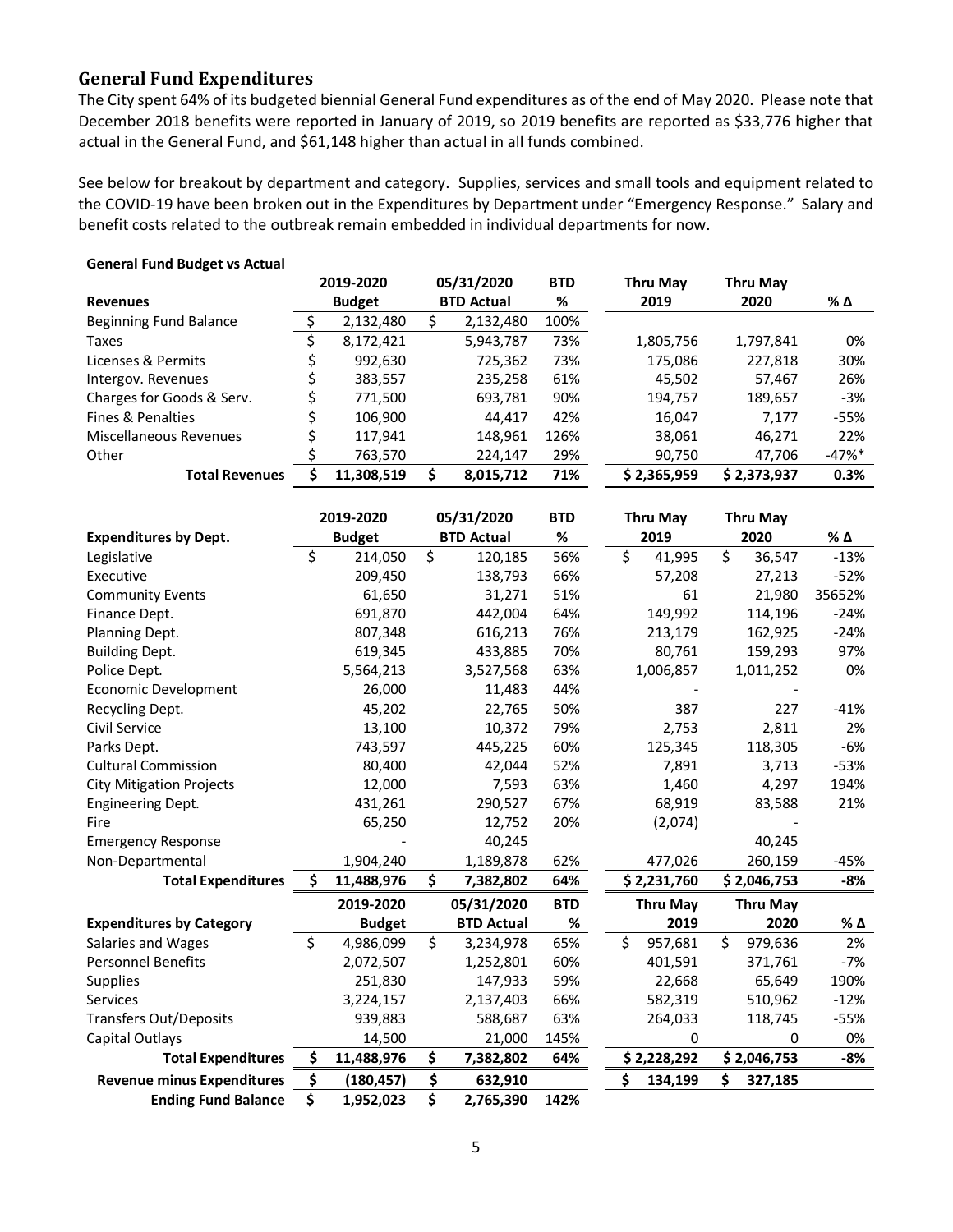## General Fund Expenditures

The City spent 64% of its budgeted biennial General Fund expenditures as of the end of May 2020. Please note that December 2018 benefits were reported in January of 2019, so 2019 benefits are reported as $33,776 higher that actual in the General Fund, and $61,148 higher than actual in all funds combined.

See below for breakout by department and category. Supplies, services and small tools and equipment related to the COVID-19 have been broken out in the Expenditures by Department under "Emergency Response." Salary and benefit costs related to the outbreak remain embedded in individual departments for now.

**General Fund Budget vs Actual**

| Revenues | 2019-2020 Budget | 05/31/2020 BTD Actual | BTD % | Thru May 2019 | Thru May 2020 | % Δ |
|---|---|---|---|---|---|---|
| Beginning Fund Balance | $ 2,132,480 | $ 2,132,480 | 100% | | | |
| Taxes | $ 8,172,421 | 5,943,787 | 73% | 1,805,756 | 1,797,841 | 0% |
| Licenses & Permits | $ 992,630 | 725,362 | 73% | 175,086 | 227,818 | 30% |
| Intergov. Revenues | $ 383,557 | 235,258 | 61% | 45,502 | 57,467 | 26% |
| Charges for Goods & Serv. | $ 771,500 | 693,781 | 90% | 194,757 | 189,657 | -3% |
| Fines & Penalties | $ 106,900 | 44,417 | 42% | 16,047 | 7,177 | -55% |
| Miscellaneous Revenues | $ 117,941 | 148,961 | 126% | 38,061 | 46,271 | 22% |
| Other | $ 763,570 | 224,147 | 29% | 90,750 | 47,706 | -47%* |
| **Total Revenues** | **$ 11,308,519** | **$ 8,015,712** | **71%** | **$ 2,365,959** | **$ 2,373,937** | **0.3%** |

| Expenditures by Dept. | 2019-2020 Budget | 05/31/2020 BTD Actual | BTD % | Thru May 2019 | Thru May 2020 | % Δ |
|---|---|---|---|---|---|---|
| Legislative | $ 214,050 | $ 120,185 | 56% | $ 41,995 | $ 36,547 | -13% |
| Executive | 209,450 | 138,793 | 66% | 57,208 | 27,213 | -52% |
| Community Events | 61,650 | 31,271 | 51% | 61 | 21,980 | 35652% |
| Finance Dept. | 691,870 | 442,004 | 64% | 149,992 | 114,196 | -24% |
| Planning Dept. | 807,348 | 616,213 | 76% | 213,179 | 162,925 | -24% |
| Building Dept. | 619,345 | 433,885 | 70% | 80,761 | 159,293 | 97% |
| Police Dept. | 5,564,213 | 3,527,568 | 63% | 1,006,857 | 1,011,252 | 0% |
| Economic Development | 26,000 | 11,483 | 44% | - | - | |
| Recycling Dept. | 45,202 | 22,765 | 50% | 387 | 227 | -41% |
| Civil Service | 13,100 | 10,372 | 79% | 2,753 | 2,811 | 2% |
| Parks Dept. | 743,597 | 445,225 | 60% | 125,345 | 118,305 | -6% |
| Cultural Commission | 80,400 | 42,044 | 52% | 7,891 | 3,713 | -53% |
| City Mitigation Projects | 12,000 | 7,593 | 63% | 1,460 | 4,297 | 194% |
| Engineering Dept. | 431,261 | 290,527 | 67% | 68,919 | 83,588 | 21% |
| Fire | 65,250 | 12,752 | 20% | (2,074) | - | |
| Emergency Response | - | 40,245 | | | 40,245 | |
| Non-Departmental | 1,904,240 | 1,189,878 | 62% | 477,026 | 260,159 | -45% |
| **Total Expenditures** | **$ 11,488,976** | **$ 7,382,802** | **64%** | **$ 2,231,760** | **$ 2,046,753** | **-8%** |

| Expenditures by Category | 2019-2020 Budget | 05/31/2020 BTD Actual | BTD % | Thru May 2019 | Thru May 2020 | % Δ |
|---|---|---|---|---|---|---|
| Salaries and Wages | $ 4,986,099 | $ 3,234,978 | 65% | $ 957,681 | $ 979,636 | 2% |
| Personnel Benefits | 2,072,507 | 1,252,801 | 60% | 401,591 | 371,761 | -7% |
| Supplies | 251,830 | 147,933 | 59% | 22,668 | 65,649 | 190% |
| Services | 3,224,157 | 2,137,403 | 66% | 582,319 | 510,962 | -12% |
| Transfers Out/Deposits | 939,883 | 588,687 | 63% | 264,033 | 118,745 | -55% |
| Capital Outlays | 14,500 | 21,000 | 145% | 0 | 0 | 0% |
| **Total Expenditures** | **$ 11,488,976** | **$ 7,382,802** | **64%** | **$ 2,228,292** | **$ 2,046,753** | **-8%** |
| **Revenue minus Expenditures** | **$ (180,457)** | **$ 632,910** | | **$ 134,199** | **$ 327,185** | |
| **Ending Fund Balance** | **$ 1,952,023** | **$ 2,765,390** | 142% | | | |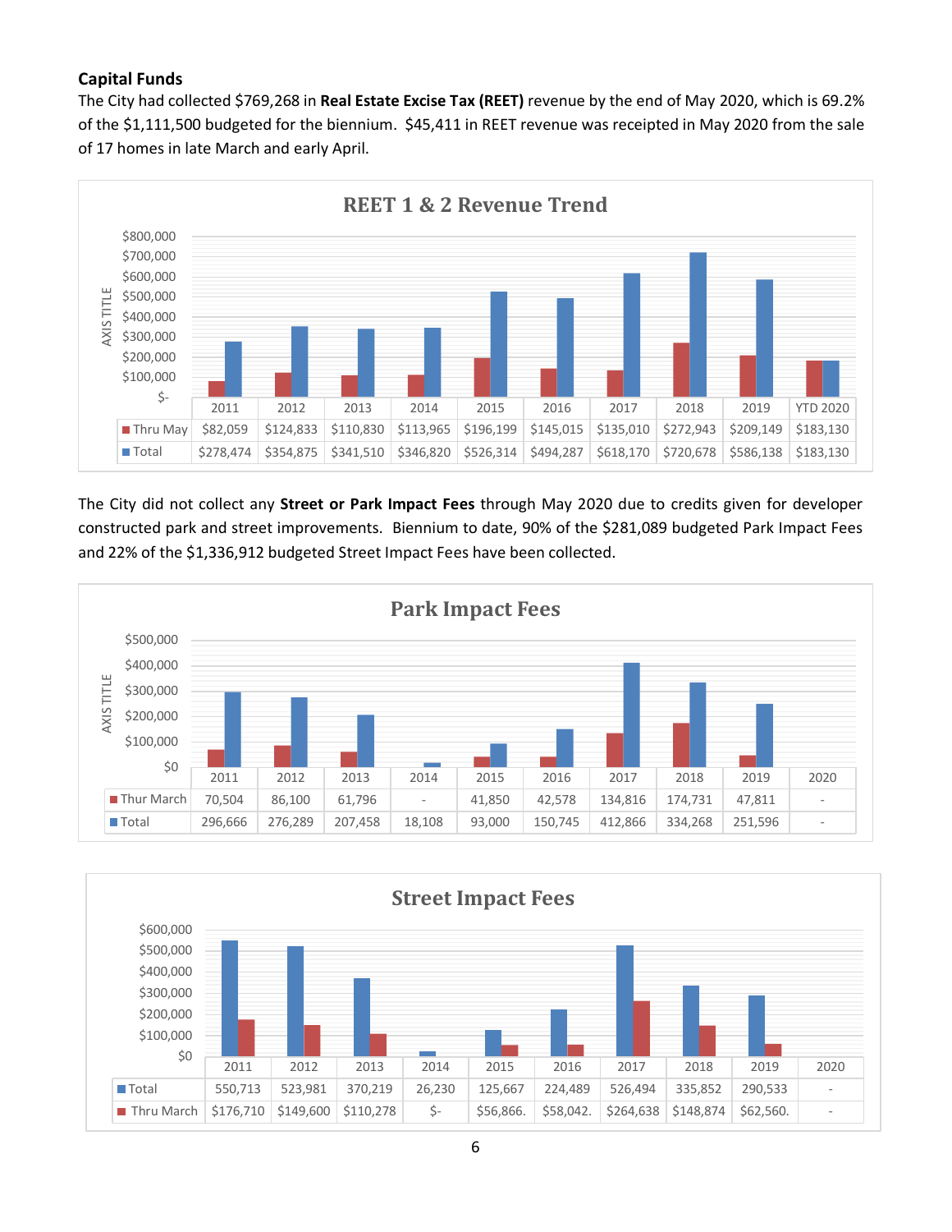**Capital Funds**

The City had collected $769,268 in **Real Estate Excise Tax (REET)** revenue by the end of May 2020, which is 69.2% of the $1,111,500 budgeted for the biennium. $45,411 in REET revenue was receipted in May 2020 from the sale of 17 homes in late March and early April.

**REET 1 & 2 Revenue Trend**

| | 2011 | 2012 | 2013 | 2014 | 2015 | 2016 | 2017 | 2018 | 2019 | YTD 2020 |
|---|---|---|---|---|---|---|---|---|---|---|
| Thru May | $82,059 | $124,833 | $110,830 | $113,965 | $196,199 | $145,015 | $135,010 | $272,943 | $209,149 | $183,130 |
| Total | $278,474 | $354,875 | $341,510 | $346,820 | $526,314 | $494,287 | $618,170 | $720,678 | $586,138 | $183,130 |

The City did not collect any **Street or Park Impact Fees** through May 2020 due to credits given for developer constructed park and street improvements. Biennium to date, 90% of the $281,089 budgeted Park Impact Fees and 22% of the $1,336,912 budgeted Street Impact Fees have been collected.

**Park Impact Fees**

| | 2011 | 2012 | 2013 | 2014 | 2015 | 2016 | 2017 | 2018 | 2019 | 2020 |
|---|---|---|---|---|---|---|---|---|---|---|
| Thur March | 70,504 | 86,100 | 61,796 | - | 41,850 | 42,578 | 134,816 | 174,731 | 47,811 | - |
| Total | 296,666 | 276,289 | 207,458 | 18,108 | 93,000 | 150,745 | 412,866 | 334,268 | 251,596 | - |

**Street Impact Fees**

| | 2011 | 2012 | 2013 | 2014 | 2015 | 2016 | 2017 | 2018 | 2019 | 2020 |
|---|---|---|---|---|---|---|---|---|---|---|
| Total | 550,713 | 523,981 | 370,219 | 26,230 | 125,667 | 224,489 | 526,494 | 335,852 | 290,533 | - |
| Thru March | $176,710 | $149,600 | $110,278 | $- | $56,866. | $58,042. | $264,638 | $148,874 | $62,560. | - |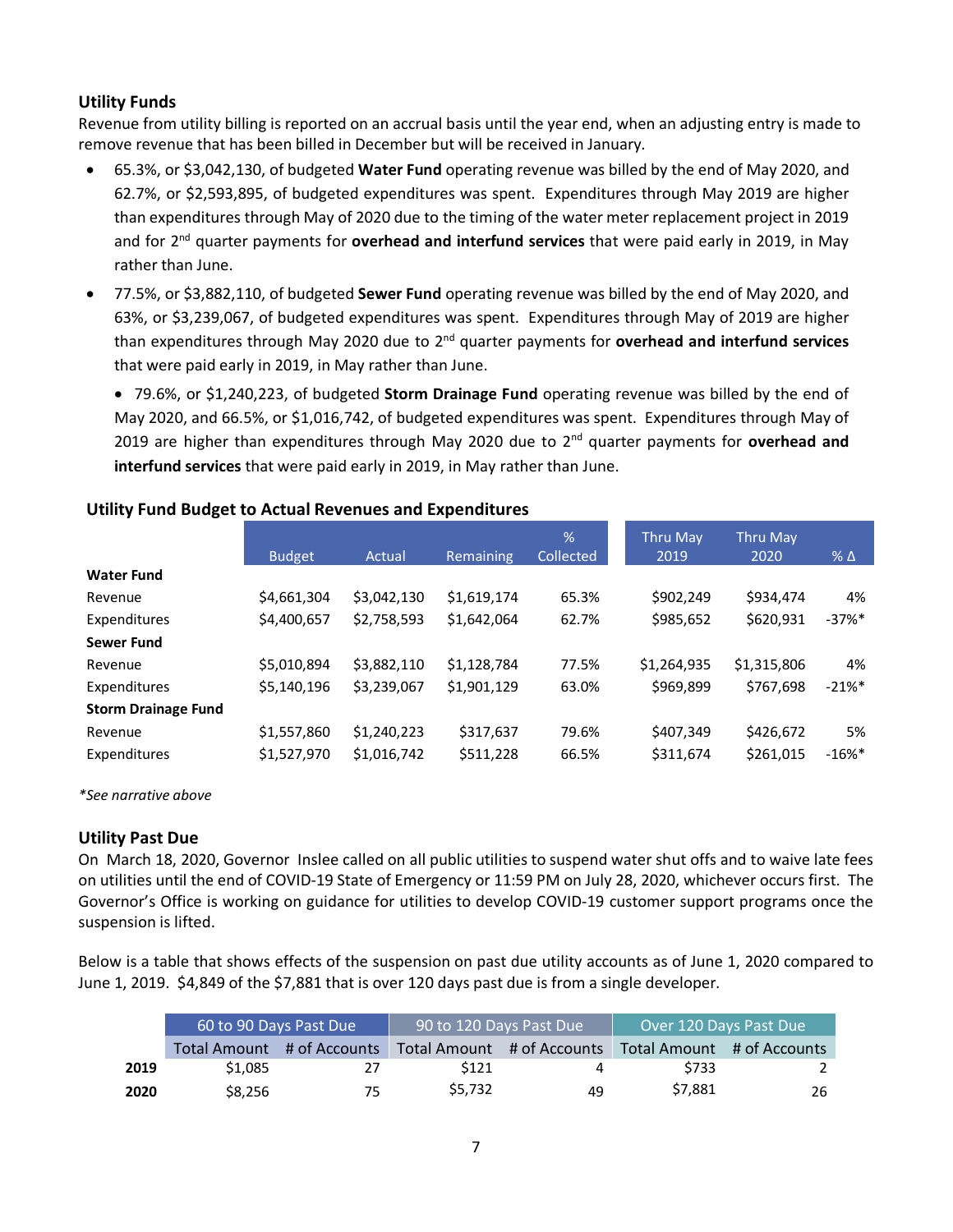### Utility Funds

Revenue from utility billing is reported on an accrual basis until the year end, when an adjusting entry is made to remove revenue that has been billed in December but will be received in January.

- 65.3%, or $3,042,130, of budgeted **Water Fund** operating revenue was billed by the end of May 2020, and 62.7%, or $2,593,895, of budgeted expenditures was spent. Expenditures through May 2019 are higher than expenditures through May of 2020 due to the timing of the water meter replacement project in 2019 and for 2nd quarter payments for **overhead and interfund services** that were paid early in 2019, in May rather than June.
- 77.5%, or $3,882,110, of budgeted **Sewer Fund** operating revenue was billed by the end of May 2020, and 63%, or $3,239,067, of budgeted expenditures was spent. Expenditures through May of 2019 are higher than expenditures through May 2020 due to 2nd quarter payments for **overhead and interfund services** that were paid early in 2019, in May rather than June.
  - 79.6%, or $1,240,223, of budgeted **Storm Drainage Fund** operating revenue was billed by the end of May 2020, and 66.5%, or $1,016,742, of budgeted expenditures was spent. Expenditures through May of 2019 are higher than expenditures through May 2020 due to 2nd quarter payments for **overhead and interfund services** that were paid early in 2019, in May rather than June.

**Utility Fund Budget to Actual Revenues and Expenditures**

| | Budget | Actual | Remaining | % Collected | Thru May 2019 | Thru May 2020 | % Δ |
|---|---|---|---|---|---|---|---|
| **Water Fund** | | | | | | | |
| Revenue | $4,661,304 | $3,042,130 | $1,619,174 | 65.3% | $902,249 | $934,474 | 4% |
| Expenditures | $4,400,657 | $2,758,593 | $1,642,064 | 62.7% | $985,652 | $620,931 | -37%* |
| **Sewer Fund** | | | | | | | |
| Revenue | $5,010,894 | $3,882,110 | $1,128,784 | 77.5% | $1,264,935 | $1,315,806 | 4% |
| Expenditures | $5,140,196 | $3,239,067 | $1,901,129 | 63.0% | $969,899 | $767,698 | -21%* |
| **Storm Drainage Fund** | | | | | | | |
| Revenue | $1,557,860 | $1,240,223 | $317,637 | 79.6% | $407,349 | $426,672 | 5% |
| Expenditures | $1,527,970 | $1,016,742 | $511,228 | 66.5% | $311,674 | $261,015 | -16%* |

*\*See narrative above*

### Utility Past Due

On March 18, 2020, Governor Inslee called on all public utilities to suspend water shut offs and to waive late fees on utilities until the end of COVID-19 State of Emergency or 11:59 PM on July 28, 2020, whichever occurs first. The Governor's Office is working on guidance for utilities to develop COVID-19 customer support programs once the suspension is lifted.

Below is a table that shows effects of the suspension on past due utility accounts as of June 1, 2020 compared to June 1, 2019. $4,849 of the $7,881 that is over 120 days past due is from a single developer.

| | 60 to 90 Days Past Due | | 90 to 120 Days Past Due | | Over 120 Days Past Due | |
|---|---|---|---|---|---|---|
| | Total Amount | # of Accounts | Total Amount | # of Accounts | Total Amount | # of Accounts |
| **2019** | $1,085 | 27 | $121 | 4 | $733 | 2 |
| **2020** | $8,256 | 75 | $5,732 | 49 | $7,881 | 26 |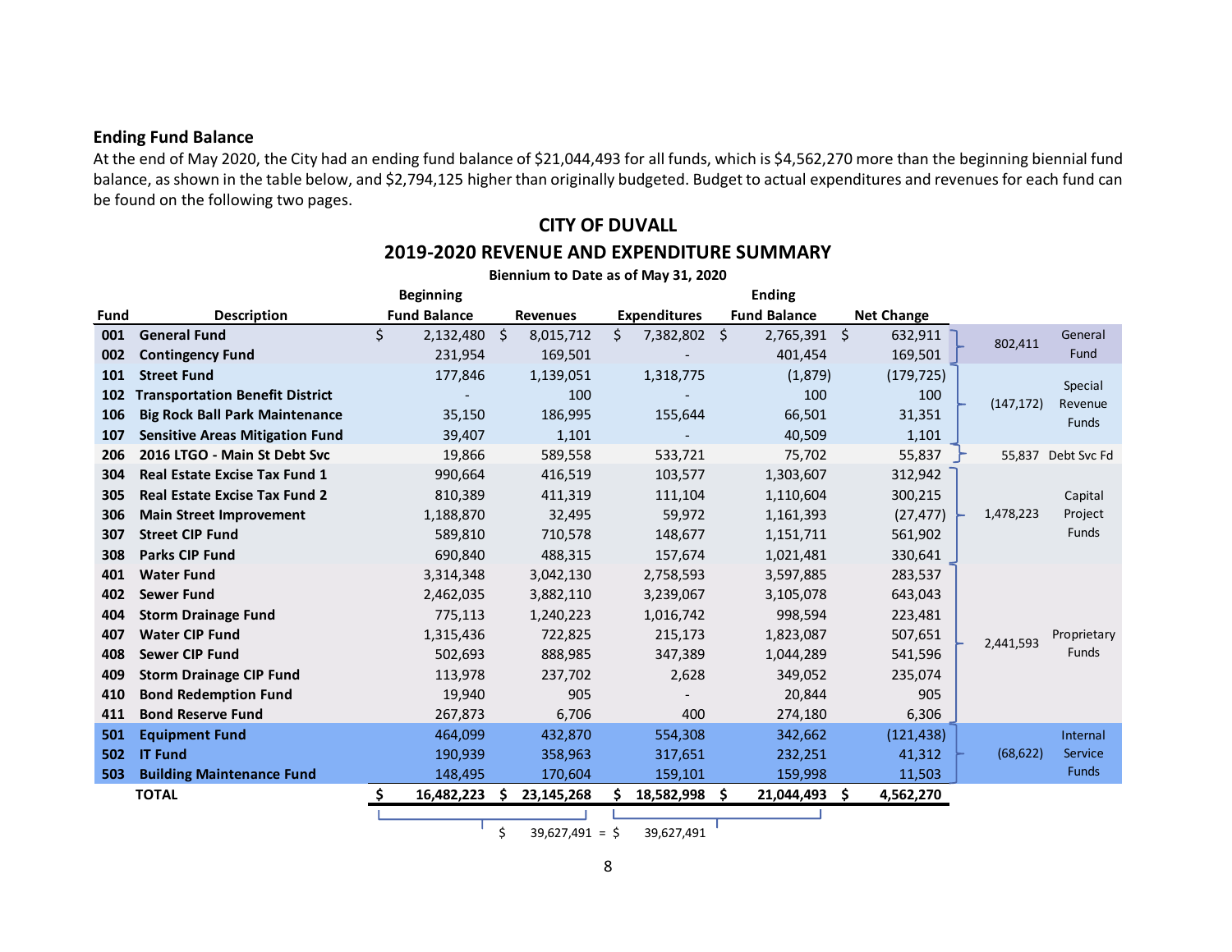## Ending Fund Balance

At the end of May 2020, the City had an ending fund balance of $21,044,493 for all funds, which is $4,562,270 more than the beginning biennial fund balance, as shown in the table below, and $2,794,125 higher than originally budgeted. Budget to actual expenditures and revenues for each fund can be found on the following two pages.

### CITY OF DUVALL

### 2019-2020 REVENUE AND EXPENDITURE SUMMARY

**Biennium to Date as of May 31, 2020**

| Fund | Description | Beginning Fund Balance | Revenues | Expenditures | Ending Fund Balance | Net Change | Fund Type Subtotal | Fund Type |
|---|---|---|---|---|---|---|---|---|
| 001 | General Fund | $ 2,132,480 | $ 8,015,712 | $ 7,382,802 | $ 2,765,391 | $ 632,911 | 802,411 | General Fund |
| 002 | Contingency Fund | 231,954 | 169,501 | - | 401,454 | 169,501 | | |
| 101 | Street Fund | 177,846 | 1,139,051 | 1,318,775 | (1,879) | (179,725) | (147,172) | Special Revenue Funds |
| 102 | Transportation Benefit District | - | 100 | - | 100 | 100 | | |
| 106 | Big Rock Ball Park Maintenance | 35,150 | 186,995 | 155,644 | 66,501 | 31,351 | | |
| 107 | Sensitive Areas Mitigation Fund | 39,407 | 1,101 | - | 40,509 | 1,101 | | |
| 206 | 2016 LTGO - Main St Debt Svc | 19,866 | 589,558 | 533,721 | 75,702 | 55,837 | 55,837 | Debt Svc Fd |
| 304 | Real Estate Excise Tax Fund 1 | 990,664 | 416,519 | 103,577 | 1,303,607 | 312,942 | 1,478,223 | Capital Project Funds |
| 305 | Real Estate Excise Tax Fund 2 | 810,389 | 411,319 | 111,104 | 1,110,604 | 300,215 | | |
| 306 | Main Street Improvement | 1,188,870 | 32,495 | 59,972 | 1,161,393 | (27,477) | | |
| 307 | Street CIP Fund | 589,810 | 710,578 | 148,677 | 1,151,711 | 561,902 | | |
| 308 | Parks CIP Fund | 690,840 | 488,315 | 157,674 | 1,021,481 | 330,641 | | |
| 401 | Water Fund | 3,314,348 | 3,042,130 | 2,758,593 | 3,597,885 | 283,537 | 2,441,593 | Proprietary Funds |
| 402 | Sewer Fund | 2,462,035 | 3,882,110 | 3,239,067 | 3,105,078 | 643,043 | | |
| 404 | Storm Drainage Fund | 775,113 | 1,240,223 | 1,016,742 | 998,594 | 223,481 | | |
| 407 | Water CIP Fund | 1,315,436 | 722,825 | 215,173 | 1,823,087 | 507,651 | | |
| 408 | Sewer CIP Fund | 502,693 | 888,985 | 347,389 | 1,044,289 | 541,596 | | |
| 409 | Storm Drainage CIP Fund | 113,978 | 237,702 | 2,628 | 349,052 | 235,074 | | |
| 410 | Bond Redemption Fund | 19,940 | 905 | - | 20,844 | 905 | | |
| 411 | Bond Reserve Fund | 267,873 | 6,706 | 400 | 274,180 | 6,306 | | |
| 501 | Equipment Fund | 464,099 | 432,870 | 554,308 | 342,662 | (121,438) | (68,622) | Internal Service Funds |
| 502 | IT Fund | 190,939 | 358,963 | 317,651 | 232,251 | 41,312 | | |
| 503 | Building Maintenance Fund | 148,495 | 170,604 | 159,101 | 159,998 | 11,503 | | |
| | **TOTAL** | **$ 16,482,223** | **$ 23,145,268** | **$ 18,582,998** | **$ 21,044,493** | **$ 4,562,270** | | |

Beginning Fund Balance + Revenues = Expenditures + Ending Fund Balance: $ 39,627,491 = $ 39,627,491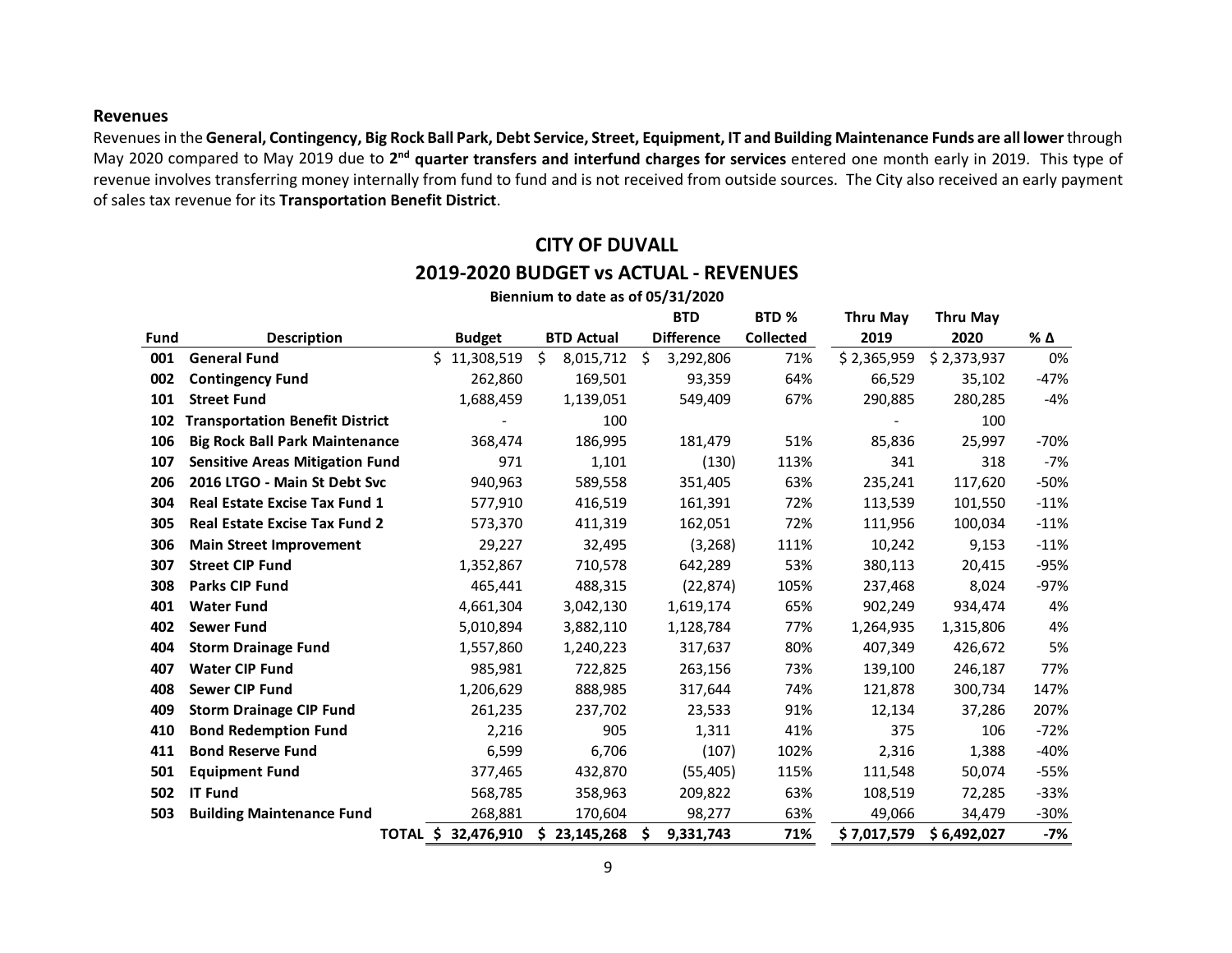## Revenues

Revenues in the **General, Contingency, Big Rock Ball Park, Debt Service, Street, Equipment, IT and Building Maintenance Funds are all lower** through May 2020 compared to May 2019 due to **2nd quarter transfers and interfund charges for services** entered one month early in 2019. This type of revenue involves transferring money internally from fund to fund and is not received from outside sources. The City also received an early payment of sales tax revenue for its **Transportation Benefit District**.

# CITY OF DUVALL

## 2019-2020 BUDGET vs ACTUAL - REVENUES

**Biennium to date as of 05/31/2020**

| Fund | Description | Budget | BTD Actual | BTD Difference | BTD % Collected | Thru May 2019 | Thru May 2020 | % Δ |
|---|---|---|---|---|---|---|---|---|
| 001 | General Fund | $ 11,308,519 | $ 8,015,712 | $ 3,292,806 | 71% | $ 2,365,959 | $ 2,373,937 | 0% |
| 002 | Contingency Fund | 262,860 | 169,501 | 93,359 | 64% | 66,529 | 35,102 | -47% |
| 101 | Street Fund | 1,688,459 | 1,139,051 | 549,409 | 67% | 290,885 | 280,285 | -4% |
| 102 | Transportation Benefit District | - | 100 | | | - | 100 | |
| 106 | Big Rock Ball Park Maintenance | 368,474 | 186,995 | 181,479 | 51% | 85,836 | 25,997 | -70% |
| 107 | Sensitive Areas Mitigation Fund | 971 | 1,101 | (130) | 113% | 341 | 318 | -7% |
| 206 | 2016 LTGO - Main St Debt Svc | 940,963 | 589,558 | 351,405 | 63% | 235,241 | 117,620 | -50% |
| 304 | Real Estate Excise Tax Fund 1 | 577,910 | 416,519 | 161,391 | 72% | 113,539 | 101,550 | -11% |
| 305 | Real Estate Excise Tax Fund 2 | 573,370 | 411,319 | 162,051 | 72% | 111,956 | 100,034 | -11% |
| 306 | Main Street Improvement | 29,227 | 32,495 | (3,268) | 111% | 10,242 | 9,153 | -11% |
| 307 | Street CIP Fund | 1,352,867 | 710,578 | 642,289 | 53% | 380,113 | 20,415 | -95% |
| 308 | Parks CIP Fund | 465,441 | 488,315 | (22,874) | 105% | 237,468 | 8,024 | -97% |
| 401 | Water Fund | 4,661,304 | 3,042,130 | 1,619,174 | 65% | 902,249 | 934,474 | 4% |
| 402 | Sewer Fund | 5,010,894 | 3,882,110 | 1,128,784 | 77% | 1,264,935 | 1,315,806 | 4% |
| 404 | Storm Drainage Fund | 1,557,860 | 1,240,223 | 317,637 | 80% | 407,349 | 426,672 | 5% |
| 407 | Water CIP Fund | 985,981 | 722,825 | 263,156 | 73% | 139,100 | 246,187 | 77% |
| 408 | Sewer CIP Fund | 1,206,629 | 888,985 | 317,644 | 74% | 121,878 | 300,734 | 147% |
| 409 | Storm Drainage CIP Fund | 261,235 | 237,702 | 23,533 | 91% | 12,134 | 37,286 | 207% |
| 410 | Bond Redemption Fund | 2,216 | 905 | 1,311 | 41% | 375 | 106 | -72% |
| 411 | Bond Reserve Fund | 6,599 | 6,706 | (107) | 102% | 2,316 | 1,388 | -40% |
| 501 | Equipment Fund | 377,465 | 432,870 | (55,405) | 115% | 111,548 | 50,074 | -55% |
| 502 | IT Fund | 568,785 | 358,963 | 209,822 | 63% | 108,519 | 72,285 | -33% |
| 503 | Building Maintenance Fund | 268,881 | 170,604 | 98,277 | 63% | 49,066 | 34,479 | -30% |
| | **TOTAL** | **$ 32,476,910** | **$ 23,145,268** | **$ 9,331,743** | **71%** | **$ 7,017,579** | **$ 6,492,027** | **-7%** |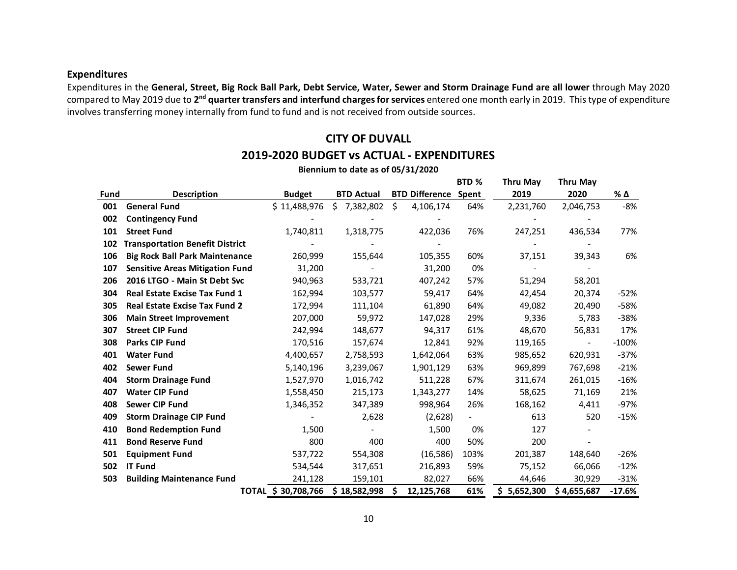**Expenditures**

Expenditures in the **General, Street, Big Rock Ball Park, Debt Service, Water, Sewer and Storm Drainage Fund are all lower** through May 2020 compared to May 2019 due to **2nd quarter transfers and interfund charges for services** entered one month early in 2019. This type of expenditure involves transferring money internally from fund to fund and is not received from outside sources.

## CITY OF DUVALL

## 2019-2020 BUDGET vs ACTUAL - EXPENDITURES

**Biennium to date as of 05/31/2020**

| Fund | Description | Budget | BTD Actual | BTD Difference | BTD % Spent | Thru May 2019 | Thru May 2020 | % Δ |
|---|---|---|---|---|---|---|---|---|
| 001 | General Fund | $ 11,488,976 | $ 7,382,802 | $ 4,106,174 | 64% | 2,231,760 | 2,046,753 | -8% |
| 002 | Contingency Fund | - | - | - | | - | - | |
| 101 | Street Fund | 1,740,811 | 1,318,775 | 422,036 | 76% | 247,251 | 436,534 | 77% |
| 102 | Transportation Benefit District | - | - | - | | - | - | |
| 106 | Big Rock Ball Park Maintenance | 260,999 | 155,644 | 105,355 | 60% | 37,151 | 39,343 | 6% |
| 107 | Sensitive Areas Mitigation Fund | 31,200 | - | 31,200 | 0% | - | - | |
| 206 | 2016 LTGO - Main St Debt Svc | 940,963 | 533,721 | 407,242 | 57% | 51,294 | 58,201 | |
| 304 | Real Estate Excise Tax Fund 1 | 162,994 | 103,577 | 59,417 | 64% | 42,454 | 20,374 | -52% |
| 305 | Real Estate Excise Tax Fund 2 | 172,994 | 111,104 | 61,890 | 64% | 49,082 | 20,490 | -58% |
| 306 | Main Street Improvement | 207,000 | 59,972 | 147,028 | 29% | 9,336 | 5,783 | -38% |
| 307 | Street CIP Fund | 242,994 | 148,677 | 94,317 | 61% | 48,670 | 56,831 | 17% |
| 308 | Parks CIP Fund | 170,516 | 157,674 | 12,841 | 92% | 119,165 | - | -100% |
| 401 | Water Fund | 4,400,657 | 2,758,593 | 1,642,064 | 63% | 985,652 | 620,931 | -37% |
| 402 | Sewer Fund | 5,140,196 | 3,239,067 | 1,901,129 | 63% | 969,899 | 767,698 | -21% |
| 404 | Storm Drainage Fund | 1,527,970 | 1,016,742 | 511,228 | 67% | 311,674 | 261,015 | -16% |
| 407 | Water CIP Fund | 1,558,450 | 215,173 | 1,343,277 | 14% | 58,625 | 71,169 | 21% |
| 408 | Sewer CIP Fund | 1,346,352 | 347,389 | 998,964 | 26% | 168,162 | 4,411 | -97% |
| 409 | Storm Drainage CIP Fund | - | 2,628 | (2,628) | - | 613 | 520 | -15% |
| 410 | Bond Redemption Fund | 1,500 | - | 1,500 | 0% | 127 | - | |
| 411 | Bond Reserve Fund | 800 | 400 | 400 | 50% | 200 | - | |
| 501 | Equipment Fund | 537,722 | 554,308 | (16,586) | 103% | 201,387 | 148,640 | -26% |
| 502 | IT Fund | 534,544 | 317,651 | 216,893 | 59% | 75,152 | 66,066 | -12% |
| 503 | Building Maintenance Fund | 241,128 | 159,101 | 82,027 | 66% | 44,646 | 30,929 | -31% |
| | TOTAL | $ 30,708,766 | $ 18,582,998 | $ 12,125,768 | 61% | $ 5,652,300 | $ 4,655,687 | -17.6% |